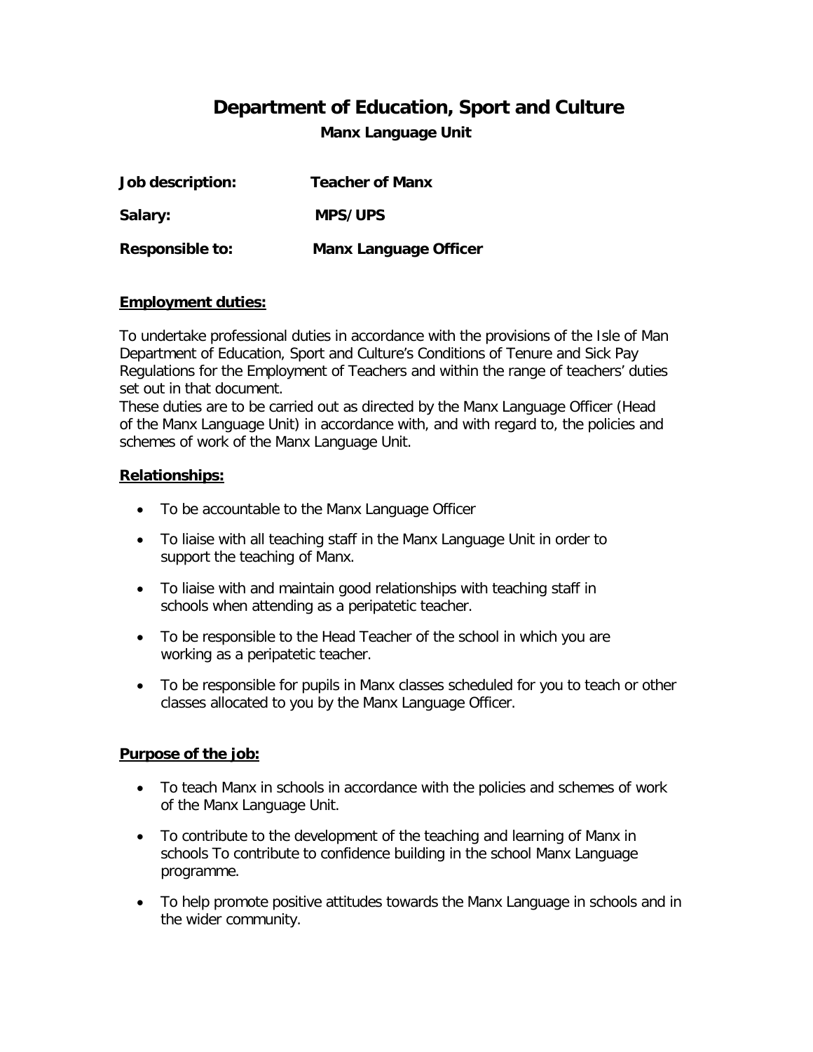# Department of Education, Sport and Culture

## Manx Language Unit

**Job description:** **Teacher of Manx**

**Salary:** **MPS/UPS**

**Responsible to:** **Manx Language Officer**

### Employment duties:

To undertake professional duties in accordance with the provisions of the Isle of Man Department of Education, Sport and Culture's Conditions of Tenure and Sick Pay Regulations for the Employment of Teachers and within the range of teachers' duties set out in that document.
These duties are to be carried out as directed by the Manx Language Officer (Head of the Manx Language Unit) in accordance with, and with regard to, the policies and schemes of work of the Manx Language Unit.

### Relationships:

- To be accountable to the Manx Language Officer
- To liaise with all teaching staff in the Manx Language Unit in order to support the teaching of Manx.
- To liaise with and maintain good relationships with teaching staff in schools when attending as a peripatetic teacher.
- To be responsible to the Head Teacher of the school in which you are working as a peripatetic teacher.
- To be responsible for pupils in Manx classes scheduled for you to teach or other classes allocated to you by the Manx Language Officer.

### Purpose of the job:

- To teach Manx in schools in accordance with the policies and schemes of work of the Manx Language Unit.
- To contribute to the development of the teaching and learning of Manx in schools To contribute to confidence building in the school Manx Language programme.
- To help promote positive attitudes towards the Manx Language in schools and in the wider community.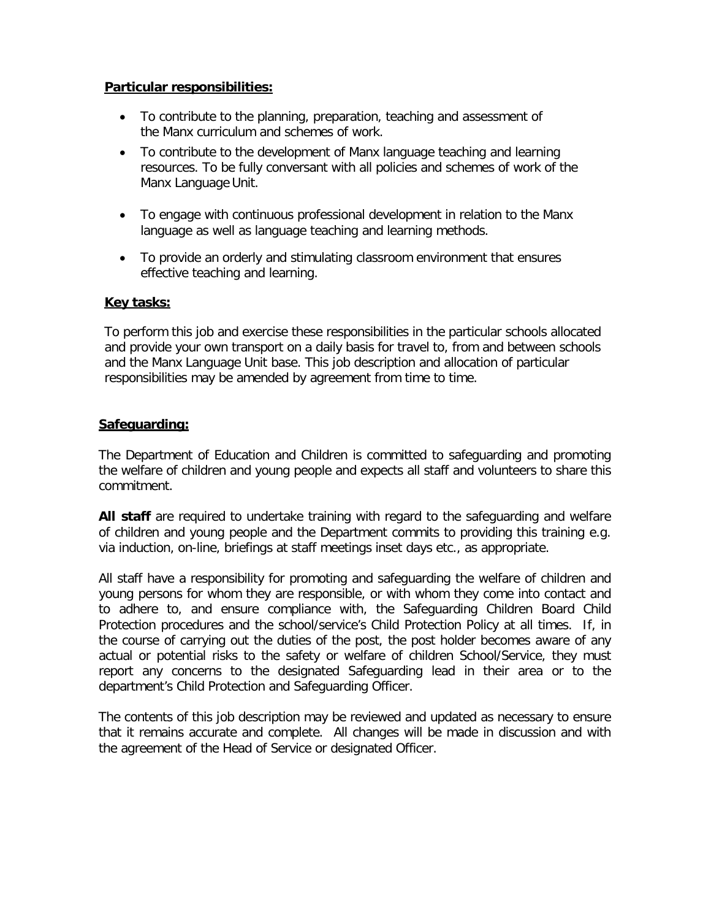**Particular responsibilities:**

- To contribute to the planning, preparation, teaching and assessment of the Manx curriculum and schemes of work.
- To contribute to the development of Manx language teaching and learning resources. To be fully conversant with all policies and schemes of work of the Manx Language Unit.
- To engage with continuous professional development in relation to the Manx language as well as language teaching and learning methods.
- To provide an orderly and stimulating classroom environment that ensures effective teaching and learning.

**Key tasks:**

To perform this job and exercise these responsibilities in the particular schools allocated and provide your own transport on a daily basis for travel to, from and between schools and the Manx Language Unit base. This job description and allocation of particular responsibilities may be amended by agreement from time to time.

**Safeguarding:**

The Department of Education and Children is committed to safeguarding and promoting the welfare of children and young people and expects all staff and volunteers to share this commitment.

**All staff** are required to undertake training with regard to the safeguarding and welfare of children and young people and the Department commits to providing this training e.g. via induction, on-line, briefings at staff meetings inset days etc., as appropriate.

All staff have a responsibility for promoting and safeguarding the welfare of children and young persons for whom they are responsible, or with whom they come into contact and to adhere to, and ensure compliance with, the Safeguarding Children Board Child Protection procedures and the school/service's Child Protection Policy at all times. If, in the course of carrying out the duties of the post, the post holder becomes aware of any actual or potential risks to the safety or welfare of children School/Service, they must report any concerns to the designated Safeguarding lead in their area or to the department's Child Protection and Safeguarding Officer.

The contents of this job description may be reviewed and updated as necessary to ensure that it remains accurate and complete. All changes will be made in discussion and with the agreement of the Head of Service or designated Officer.